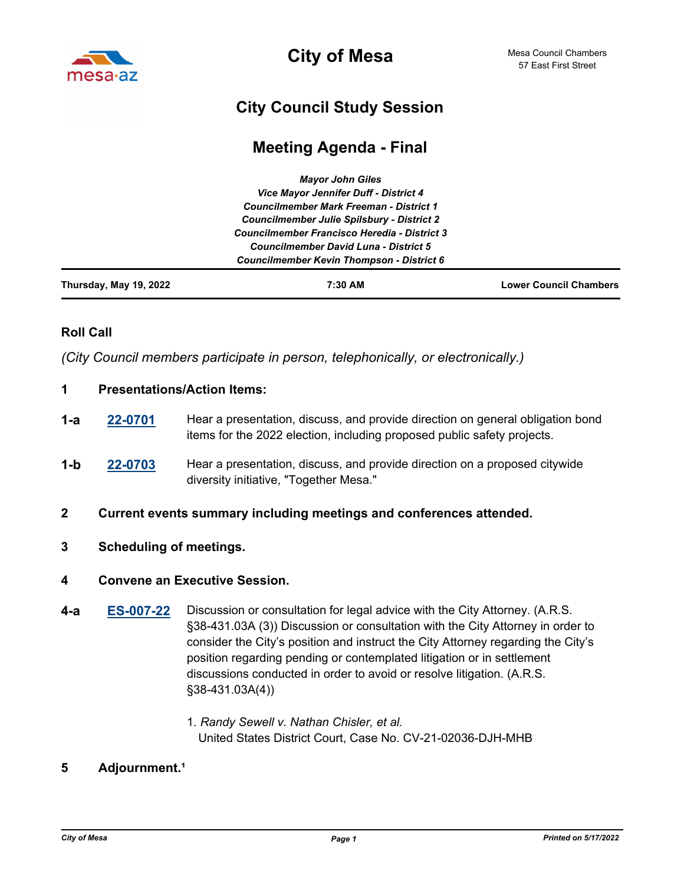# City of Mesa

Mesa Council Chambers
57 East First Street

## City Council Study Session

## Meeting Agenda - Final

*Mayor John Giles*
*Vice Mayor Jennifer Duff - District 4*
*Councilmember Mark Freeman - District 1*
*Councilmember Julie Spilsbury - District 2*
*Councilmember Francisco Heredia - District 3*
*Councilmember David Luna - District 5*
*Councilmember Kevin Thompson - District 6*

**Thursday, May 19, 2022** | **7:30 AM** | **Lower Council Chambers**

### Roll Call

*(City Council members participate in person, telephonically, or electronically.)*

**1 Presentations/Action Items:**

**1-a** **22-0701** Hear a presentation, discuss, and provide direction on general obligation bond items for the 2022 election, including proposed public safety projects.

**1-b** **22-0703** Hear a presentation, discuss, and provide direction on a proposed citywide diversity initiative, "Together Mesa."

**2 Current events summary including meetings and conferences attended.**

**3 Scheduling of meetings.**

**4 Convene an Executive Session.**

**4-a** **ES-007-22** Discussion or consultation for legal advice with the City Attorney. (A.R.S. §38-431.03A (3)) Discussion or consultation with the City Attorney in order to consider the City's position and instruct the City Attorney regarding the City's position regarding pending or contemplated litigation or in settlement discussions conducted in order to avoid or resolve litigation. (A.R.S. §38-431.03A(4))

1. *Randy Sewell v. Nathan Chisler, et al.*
   United States District Court, Case No. CV-21-02036-DJH-MHB

**5 Adjournment.[1]**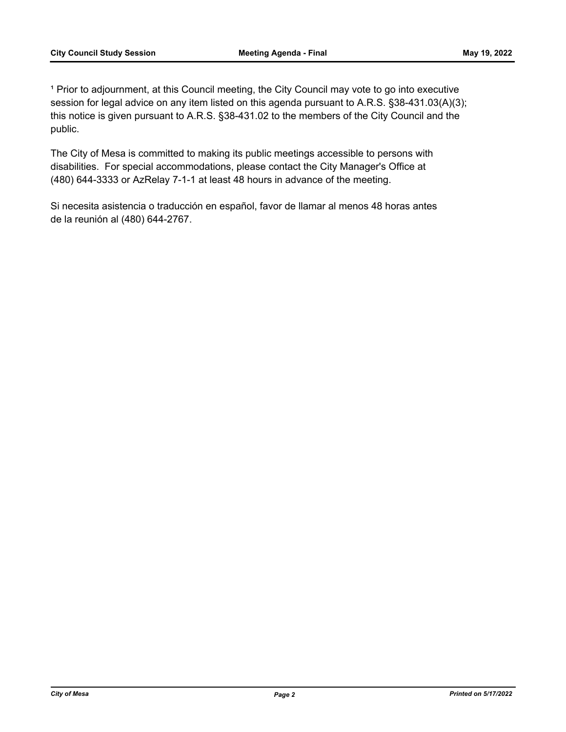[1] Prior to adjournment, at this Council meeting, the City Council may vote to go into executive session for legal advice on any item listed on this agenda pursuant to A.R.S. §38-431.03(A)(3); this notice is given pursuant to A.R.S. §38-431.02 to the members of the City Council and the public.

The City of Mesa is committed to making its public meetings accessible to persons with disabilities. For special accommodations, please contact the City Manager's Office at (480) 644-3333 or AzRelay 7-1-1 at least 48 hours in advance of the meeting.

Si necesita asistencia o traducción en español, favor de llamar al menos 48 horas antes de la reunión al (480) 644-2767.